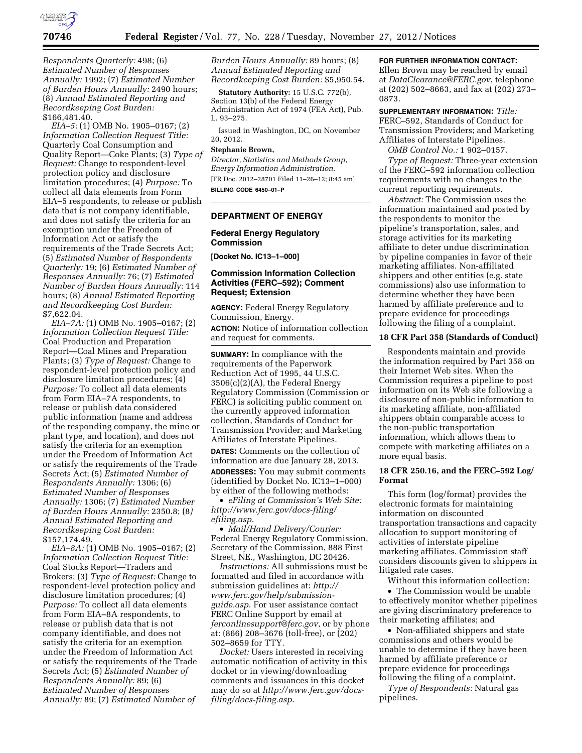*Respondents Quarterly:* 498; (6) *Estimated Number of Responses Annually:* 1992; (7) *Estimated Number of Burden Hours Annually:* 2490 hours; (8) *Annual Estimated Reporting and Recordkeeping Cost Burden:* $166,481.40.

*EIA–5:* (1) OMB No. 1905–0167; (2) *Information Collection Request Title:* Quarterly Coal Consumption and Quality Report—Coke Plants; (3) *Type of Request:* Change to respondent-level protection policy and disclosure limitation procedures; (4) *Purpose:* To collect all data elements from Form EIA–5 respondents, to release or publish data that is not company identifiable, and does not satisfy the criteria for an exemption under the Freedom of Information Act or satisfy the requirements of the Trade Secrets Act; (5) *Estimated Number of Respondents Quarterly:* 19; (6) *Estimated Number of Responses Annually:* 76; (7) *Estimated Number of Burden Hours Annually:* 114 hours; (8) *Annual Estimated Reporting and Recordkeeping Cost Burden:* $7,622.04.

*EIA–7A:* (1) OMB No. 1905–0167; (2) *Information Collection Request Title:* Coal Production and Preparation Report—Coal Mines and Preparation Plants; (3) *Type of Request:* Change to respondent-level protection policy and disclosure limitation procedures; (4) *Purpose:* To collect all data elements from Form EIA–7A respondents, to release or publish data considered public information (name and address of the responding company, the mine or plant type, and location), and does not satisfy the criteria for an exemption under the Freedom of Information Act or satisfy the requirements of the Trade Secrets Act; (5) *Estimated Number of Respondents Annually:* 1306; (6) *Estimated Number of Responses Annually:* 1306; (7) *Estimated Number of Burden Hours Annually:* 2350.8; (8) *Annual Estimated Reporting and Recordkeeping Cost Burden:* $157,174.49.

*EIA–8A:* (1) OMB No. 1905–0167; (2) *Information Collection Request Title:* Coal Stocks Report—Traders and Brokers; (3) *Type of Request:* Change to respondent-level protection policy and disclosure limitation procedures; (4) *Purpose:* To collect all data elements from Form EIA–8A respondents, to release or publish data that is not company identifiable, and does not satisfy the criteria for an exemption under the Freedom of Information Act or satisfy the requirements of the Trade Secrets Act; (5) *Estimated Number of Respondents Annually:* 89; (6) *Estimated Number of Responses Annually:* 89; (7) *Estimated Number of Burden Hours Annually:* 89 hours; (8) *Annual Estimated Reporting and Recordkeeping Cost Burden:* $5,950.54.

**Statutory Authority:** 15 U.S.C. 772(b), Section 13(b) of the Federal Energy Administration Act of 1974 (FEA Act), Pub. L. 93–275.

Issued in Washington, DC, on November 20, 2012.

**Stephanie Brown,**

*Director, Statistics and Methods Group, Energy Information Administration.*

[FR Doc. 2012–28701 Filed 11–26–12; 8:45 am]

**BILLING CODE 6450–01–P**

## DEPARTMENT OF ENERGY

### Federal Energy Regulatory Commission

**[Docket No. IC13–1–000]**

### Commission Information Collection Activities (FERC–592); Comment Request; Extension

**AGENCY:** Federal Energy Regulatory Commission, Energy.

**ACTION:** Notice of information collection and request for comments.

**SUMMARY:** In compliance with the requirements of the Paperwork Reduction Act of 1995, 44 U.S.C. 3506(c)(2)(A), the Federal Energy Regulatory Commission (Commission or FERC) is soliciting public comment on the currently approved information collection, Standards of Conduct for Transmission Provider; and Marketing Affiliates of Interstate Pipelines.

**DATES:** Comments on the collection of information are due January 28, 2013.

**ADDRESSES:** You may submit comments (identified by Docket No. IC13–1–000) by either of the following methods:

- *eFiling at Commission's Web Site: http://www.ferc.gov/docs-filing/efiling.asp.*
- *Mail/Hand Delivery/Courier:* Federal Energy Regulatory Commission, Secretary of the Commission, 888 First Street, NE., Washington, DC 20426.

*Instructions:* All submissions must be formatted and filed in accordance with submission guidelines at: *http://www.ferc.gov/help/submission-guide.asp.* For user assistance contact FERC Online Support by email at *ferconlinesupport@ferc.gov*, or by phone at: (866) 208–3676 (toll-free), or (202) 502–8659 for TTY.

*Docket:* Users interested in receiving automatic notification of activity in this docket or in viewing/downloading comments and issuances in this docket may do so at *http://www.ferc.gov/docs-filing/docs-filing.asp.*

**FOR FURTHER INFORMATION CONTACT:** Ellen Brown may be reached by email at *DataClearance@FERC.gov*, telephone at (202) 502–8663, and fax at (202) 273–0873.

**SUPPLEMENTARY INFORMATION:** *Title:* FERC–592, Standards of Conduct for Transmission Providers; and Marketing Affiliates of Interstate Pipelines.

*OMB Control No.:* 1 902–0157.

*Type of Request:* Three-year extension of the FERC–592 information collection requirements with no changes to the current reporting requirements.

*Abstract:* The Commission uses the information maintained and posted by the respondents to monitor the pipeline's transportation, sales, and storage activities for its marketing affiliate to deter undue discrimination by pipeline companies in favor of their marketing affiliates. Non-affiliated shippers and other entities (e.g. state commissions) also use information to determine whether they have been harmed by affiliate preference and to prepare evidence for proceedings following the filing of a complaint.

#### 18 CFR Part 358 (Standards of Conduct)

Respondents maintain and provide the information required by Part 358 on their Internet Web sites. When the Commission requires a pipeline to post information on its Web site following a disclosure of non-public information to its marketing affiliate, non-affiliated shippers obtain comparable access to the non-public transportation information, which allows them to compete with marketing affiliates on a more equal basis.

#### 18 CFR 250.16, and the FERC–592 Log/Format

This form (log/format) provides the electronic formats for maintaining information on discounted transportation transactions and capacity allocation to support monitoring of activities of interstate pipeline marketing affiliates. Commission staff considers discounts given to shippers in litigated rate cases.

Without this information collection:

- The Commission would be unable to effectively monitor whether pipelines are giving discriminatory preference to their marketing affiliates; and
- Non-affiliated shippers and state commissions and others would be unable to determine if they have been harmed by affiliate preference or prepare evidence for proceedings following the filing of a complaint.

*Type of Respondents:* Natural gas pipelines.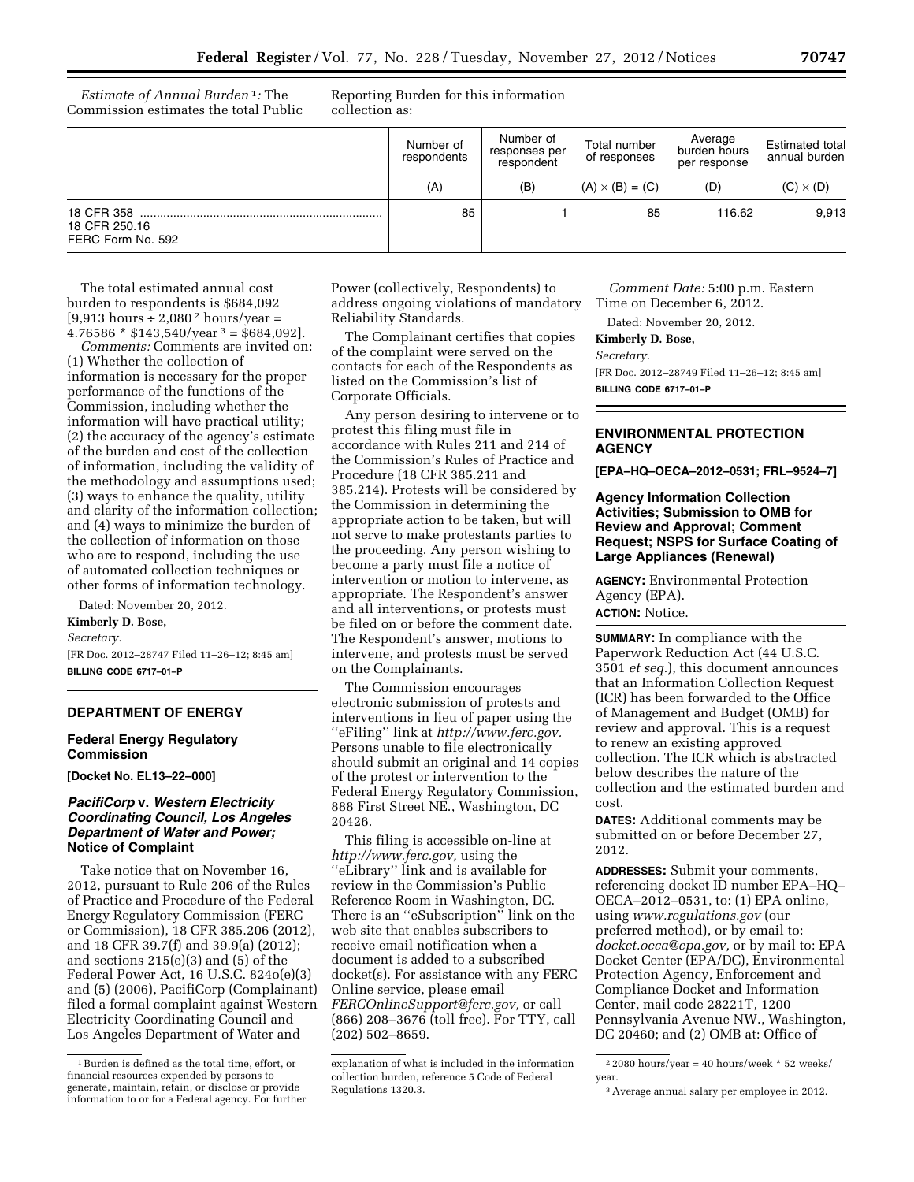*Estimate of Annual Burden*[1]*:* The Commission estimates the total Public Reporting Burden for this information collection as:

| | Number of respondents | Number of responses per respondent | Total number of responses | Average burden hours per response | Estimated total annual burden |
|---|---|---|---|---|---|
| | (A) | (B) | (A) × (B) = (C) | (D) | (C) × (D) |
| 18 CFR 358<br>18 CFR 250.16<br>FERC Form No. 592 | 85 | 1 | 85 | 116.62 | 9,913 |

The total estimated annual cost burden to respondents is $684,092 [9,913 hours ÷ 2,080[2] hours/year = 4.76586 * $143,540/year[3] = $684,092].

*Comments:* Comments are invited on: (1) Whether the collection of information is necessary for the proper performance of the functions of the Commission, including whether the information will have practical utility; (2) the accuracy of the agency's estimate of the burden and cost of the collection of information, including the validity of the methodology and assumptions used; (3) ways to enhance the quality, utility and clarity of the information collection; and (4) ways to minimize the burden of the collection of information on those who are to respond, including the use of automated collection techniques or other forms of information technology.

Dated: November 20, 2012.

**Kimberly D. Bose,**

*Secretary.*

[FR Doc. 2012–28747 Filed 11–26–12; 8:45 am]

**BILLING CODE 6717–01–P**

---

## DEPARTMENT OF ENERGY

### Federal Energy Regulatory Commission

**[Docket No. EL13–22–000]**

### *PacifiCorp* v. *Western Electricity Coordinating Council, Los Angeles Department of Water and Power;* Notice of Complaint

Take notice that on November 16, 2012, pursuant to Rule 206 of the Rules of Practice and Procedure of the Federal Energy Regulatory Commission (FERC or Commission), 18 CFR 385.206 (2012), and 18 CFR 39.7(f) and 39.9(a) (2012); and sections 215(e)(3) and (5) of the Federal Power Act, 16 U.S.C. 824o(e)(3) and (5) (2006), PacifiCorp (Complainant) filed a formal complaint against Western Electricity Coordinating Council and Los Angeles Department of Water and Power (collectively, Respondents) to address ongoing violations of mandatory Reliability Standards.

The Complainant certifies that copies of the complaint were served on the contacts for each of the Respondents as listed on the Commission's list of Corporate Officials.

Any person desiring to intervene or to protest this filing must file in accordance with Rules 211 and 214 of the Commission's Rules of Practice and Procedure (18 CFR 385.211 and 385.214). Protests will be considered by the Commission in determining the appropriate action to be taken, but will not serve to make protestants parties to the proceeding. Any person wishing to become a party must file a notice of intervention or motion to intervene, as appropriate. The Respondent's answer and all interventions, or protests must be filed on or before the comment date. The Respondent's answer, motions to intervene, and protests must be served on the Complainants.

The Commission encourages electronic submission of protests and interventions in lieu of paper using the ''eFiling'' link at *http://www.ferc.gov.* Persons unable to file electronically should submit an original and 14 copies of the protest or intervention to the Federal Energy Regulatory Commission, 888 First Street NE., Washington, DC 20426.

This filing is accessible on-line at *http://www.ferc.gov,* using the ''eLibrary'' link and is available for review in the Commission's Public Reference Room in Washington, DC. There is an ''eSubscription'' link on the web site that enables subscribers to receive email notification when a document is added to a subscribed docket(s). For assistance with any FERC Online service, please email *FERCOnlineSupport@ferc.gov,* or call (866) 208–3676 (toll free). For TTY, call (202) 502–8659.

*Comment Date:* 5:00 p.m. Eastern Time on December 6, 2012.

Dated: November 20, 2012.

**Kimberly D. Bose,**

*Secretary.*

[FR Doc. 2012–28749 Filed 11–26–12; 8:45 am]

**BILLING CODE 6717–01–P**

---

## ENVIRONMENTAL PROTECTION AGENCY

**[EPA–HQ–OECA–2012–0531; FRL–9524–7]**

### Agency Information Collection Activities; Submission to OMB for Review and Approval; Comment Request; NSPS for Surface Coating of Large Appliances (Renewal)

**AGENCY:** Environmental Protection Agency (EPA).

**ACTION:** Notice.

**SUMMARY:** In compliance with the Paperwork Reduction Act (44 U.S.C. 3501 *et seq.*), this document announces that an Information Collection Request (ICR) has been forwarded to the Office of Management and Budget (OMB) for review and approval. This is a request to renew an existing approved collection. The ICR which is abstracted below describes the nature of the collection and the estimated burden and cost.

**DATES:** Additional comments may be submitted on or before December 27, 2012.

**ADDRESSES:** Submit your comments, referencing docket ID number EPA–HQ–OECA–2012–0531, to: (1) EPA online, using *www.regulations.gov* (our preferred method), or by email to: *docket.oeca@epa.gov,* or by mail to: EPA Docket Center (EPA/DC), Environmental Protection Agency, Enforcement and Compliance Docket and Information Center, mail code 28221T, 1200 Pennsylvania Avenue NW., Washington, DC 20460; and (2) OMB at: Office of

---

[1] Burden is defined as the total time, effort, or financial resources expended by persons to generate, maintain, retain, or disclose or provide information to or for a Federal agency. For further explanation of what is included in the information collection burden, reference 5 Code of Federal Regulations 1320.3.

[2] 2080 hours/year = 40 hours/week * 52 weeks/year.

[3] Average annual salary per employee in 2012.